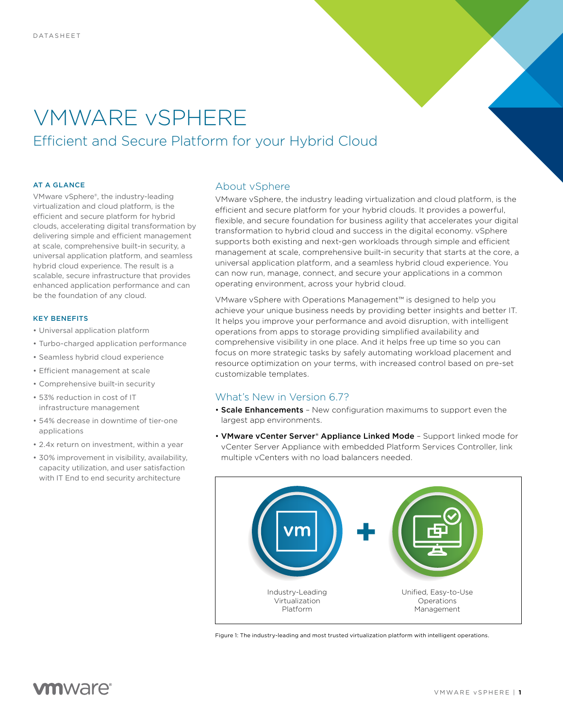DATASHEET

# VMWARE vSPHERE

## Efficient and Secure Platform for your Hybrid Cloud

### AT A GLANCE

VMware vSphere®, the industry-leading virtualization and cloud platform, is the efficient and secure platform for hybrid clouds, accelerating digital transformation by delivering simple and efficient management at scale, comprehensive built-in security, a universal application platform, and seamless hybrid cloud experience. The result is a scalable, secure infrastructure that provides enhanced application performance and can be the foundation of any cloud.

### KEY BENEFITS

- Universal application platform
- Turbo-charged application performance
- Seamless hybrid cloud experience
- Efficient management at scale
- Comprehensive built-in security
- 53% reduction in cost of IT infrastructure management
- 54% decrease in downtime of tier-one applications
- 2.4x return on investment, within a year
- 30% improvement in visibility, availability, capacity utilization, and user satisfaction with IT End to end security architecture

## About vSphere

VMware vSphere, the industry leading virtualization and cloud platform, is the efficient and secure platform for your hybrid clouds. It provides a powerful, flexible, and secure foundation for business agility that accelerates your digital transformation to hybrid cloud and success in the digital economy. vSphere supports both existing and next-gen workloads through simple and efficient management at scale, comprehensive built-in security that starts at the core, a universal application platform, and a seamless hybrid cloud experience. You can now run, manage, connect, and secure your applications in a common operating environment, across your hybrid cloud.

VMware vSphere with Operations Management™ is designed to help you achieve your unique business needs by providing better insights and better IT. It helps you improve your performance and avoid disruption, with intelligent operations from apps to storage providing simplified availability and comprehensive visibility in one place. And it helps free up time so you can focus on more strategic tasks by safely automating workload placement and resource optimization on your terms, with increased control based on pre-set customizable templates.

## What's New in Version 6.7?

- **Scale Enhancements** – New configuration maximums to support even the largest app environments.
- **VMware vCenter Server® Appliance Linked Mode** – Support linked mode for vCenter Server Appliance with embedded Platform Services Controller, link multiple vCenters with no load balancers needed.

Industry-Leading Virtualization Platform + Unified, Easy-to-Use Operations Management

Figure 1: The industry-leading and most trusted virtualization platform with intelligent operations.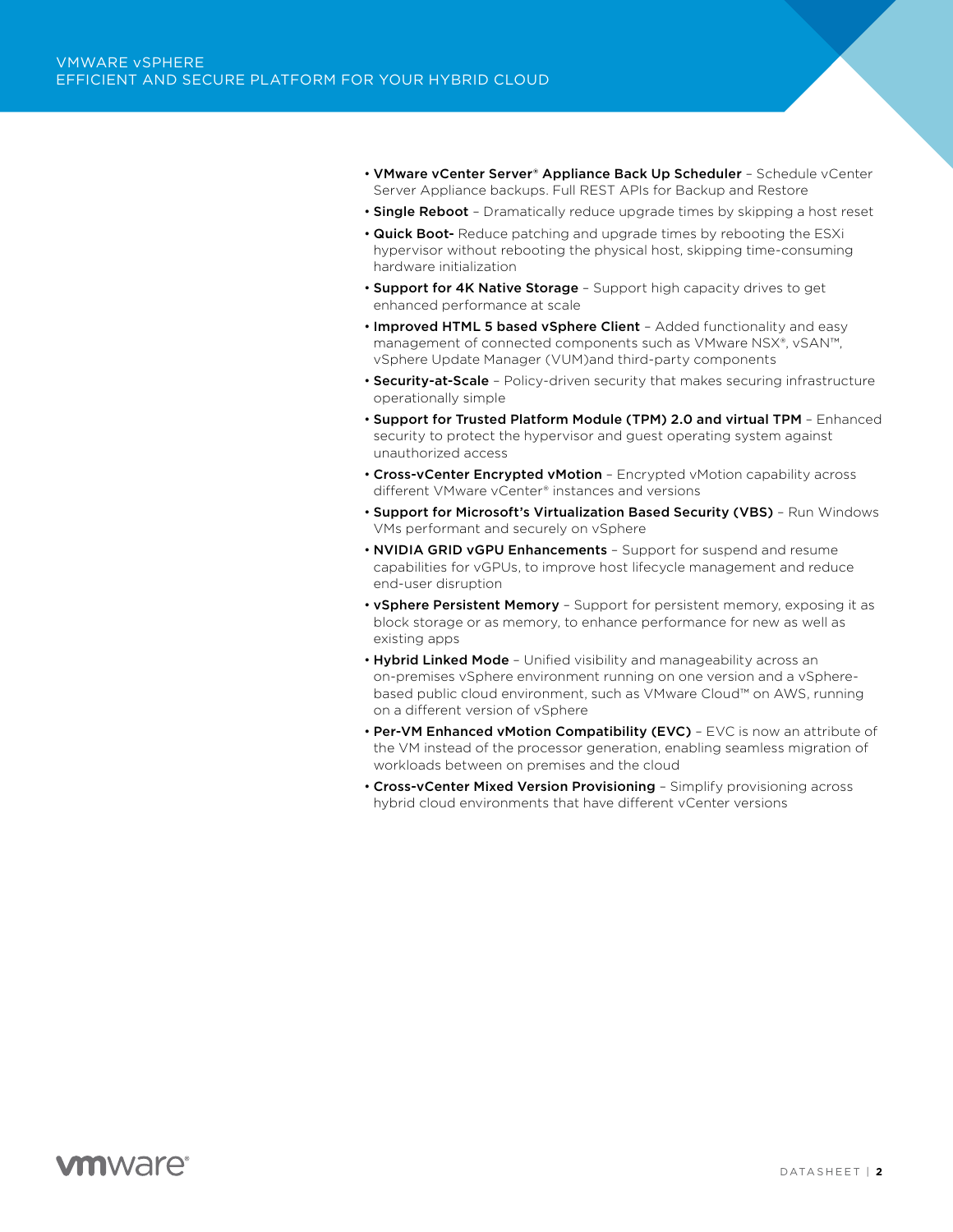- **VMware vCenter Server® Appliance Back Up Scheduler** – Schedule vCenter Server Appliance backups. Full REST APIs for Backup and Restore
- **Single Reboot** – Dramatically reduce upgrade times by skipping a host reset
- **Quick Boot-** Reduce patching and upgrade times by rebooting the ESXi hypervisor without rebooting the physical host, skipping time-consuming hardware initialization
- **Support for 4K Native Storage** – Support high capacity drives to get enhanced performance at scale
- **Improved HTML 5 based vSphere Client** – Added functionality and easy management of connected components such as VMware NSX®, vSAN™, vSphere Update Manager (VUM)and third-party components
- **Security-at-Scale** – Policy-driven security that makes securing infrastructure operationally simple
- **Support for Trusted Platform Module (TPM) 2.0 and virtual TPM** – Enhanced security to protect the hypervisor and guest operating system against unauthorized access
- **Cross-vCenter Encrypted vMotion** – Encrypted vMotion capability across different VMware vCenter® instances and versions
- **Support for Microsoft's Virtualization Based Security (VBS)** – Run Windows VMs performant and securely on vSphere
- **NVIDIA GRID vGPU Enhancements** – Support for suspend and resume capabilities for vGPUs, to improve host lifecycle management and reduce end-user disruption
- **vSphere Persistent Memory** – Support for persistent memory, exposing it as block storage or as memory, to enhance performance for new as well as existing apps
- **Hybrid Linked Mode** – Unified visibility and manageability across an on-premises vSphere environment running on one version and a vSphere-based public cloud environment, such as VMware Cloud™ on AWS, running on a different version of vSphere
- **Per-VM Enhanced vMotion Compatibility (EVC)** – EVC is now an attribute of the VM instead of the processor generation, enabling seamless migration of workloads between on premises and the cloud
- **Cross-vCenter Mixed Version Provisioning** – Simplify provisioning across hybrid cloud environments that have different vCenter versions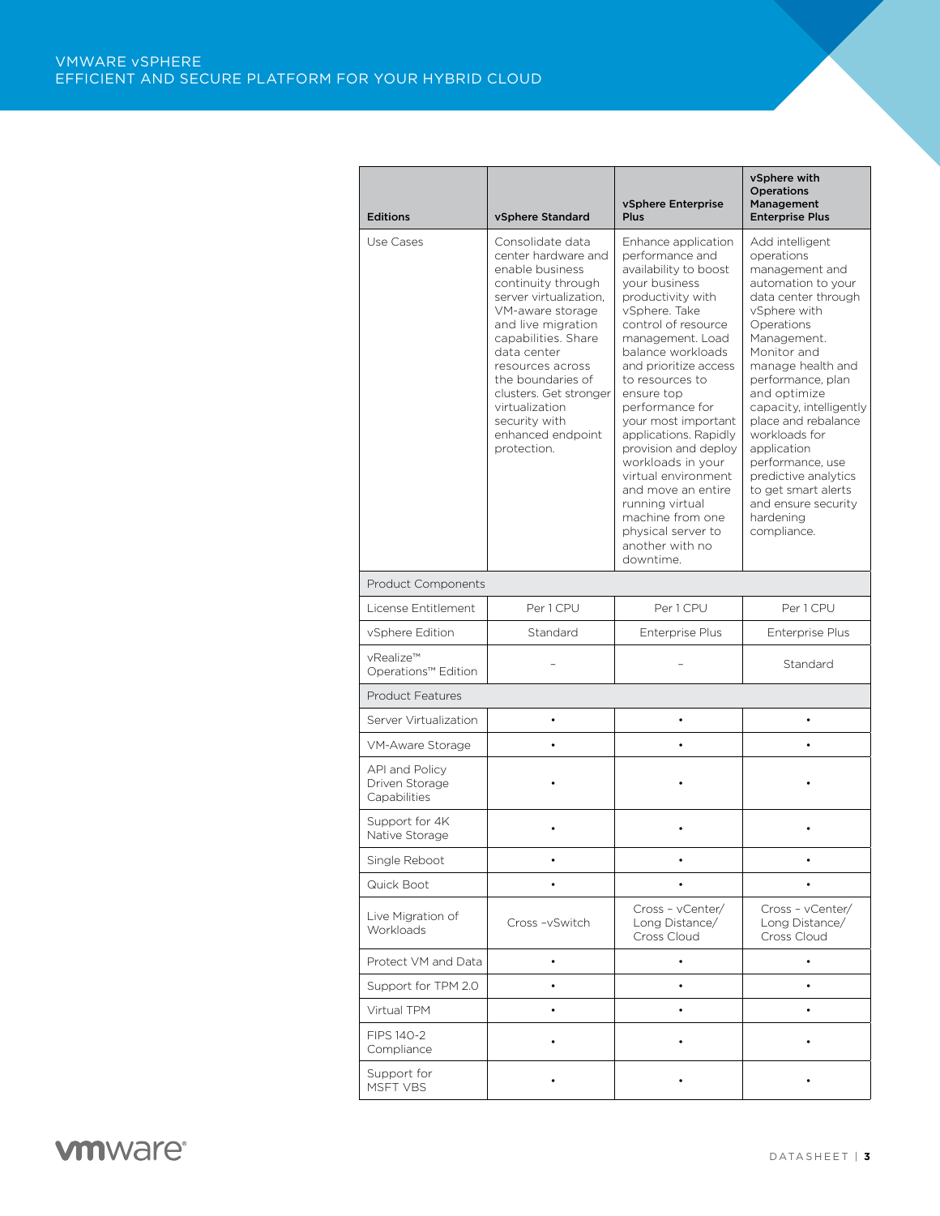| Editions | vSphere Standard | vSphere Enterprise Plus | vSphere with Operations Management Enterprise Plus |
|---|---|---|---|
| Use Cases | Consolidate data center hardware and enable business continuity through server virtualization, VM-aware storage and live migration capabilities. Share data center resources across the boundaries of clusters. Get stronger virtualization security with enhanced endpoint protection. | Enhance application performance and availability to boost your business productivity with vSphere. Take control of resource management. Load balance workloads and prioritize access to resources to ensure top performance for your most important applications. Rapidly provision and deploy workloads in your virtual environment and move an entire running virtual machine from one physical server to another with no downtime. | Add intelligent operations management and automation to your data center through vSphere with Operations Management. Monitor and manage health and performance, plan and optimize capacity, intelligently place and rebalance workloads for application performance, use predictive analytics to get smart alerts and ensure security hardening compliance. |
| Product Components | | | |
| License Entitlement | Per 1 CPU | Per 1 CPU | Per 1 CPU |
| vSphere Edition | Standard | Enterprise Plus | Enterprise Plus |
| vRealize™ Operations™ Edition | – | – | Standard |
| Product Features | | | |
| Server Virtualization | • | • | • |
| VM-Aware Storage | • | • | • |
| API and Policy Driven Storage Capabilities | • | • | • |
| Support for 4K Native Storage | • | • | • |
| Single Reboot | • | • | • |
| Quick Boot | • | • | • |
| Live Migration of Workloads | Cross –vSwitch | Cross – vCenter/ Long Distance/ Cross Cloud | Cross – vCenter/ Long Distance/ Cross Cloud |
| Protect VM and Data | • | • | • |
| Support for TPM 2.0 | • | • | • |
| Virtual TPM | • | • | • |
| FIPS 140-2 Compliance | • | • | • |
| Support for MSFT VBS | • | • | • |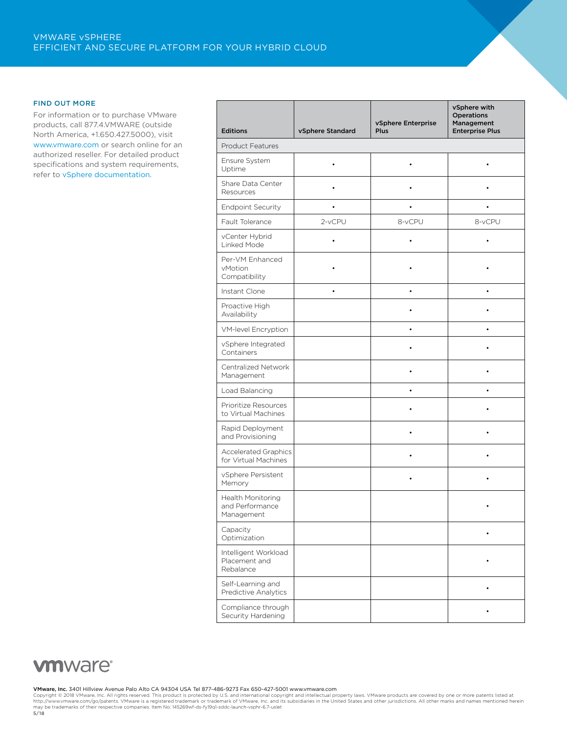## FIND OUT MORE

For information or to purchase VMware products, call 877.4.VMWARE (outside North America, +1.650.427.5000), visit www.vmware.com or search online for an authorized reseller. For detailed product specifications and system requirements, refer to vSphere documentation.

| Editions | vSphere Standard | vSphere Enterprise Plus | vSphere with Operations Management Enterprise Plus |
|---|---|---|---|
| Product Features | | | |
| Ensure System Uptime | • | • | • |
| Share Data Center Resources | • | • | • |
| Endpoint Security | • | • | • |
| Fault Tolerance | 2-vCPU | 8-vCPU | 8-vCPU |
| vCenter Hybrid Linked Mode | • | • | • |
| Per-VM Enhanced vMotion Compatibility | • | • | • |
| Instant Clone | • | • | • |
| Proactive High Availability | | • | • |
| VM-level Encryption | | • | • |
| vSphere Integrated Containers | | • | • |
| Centralized Network Management | | • | • |
| Load Balancing | | • | • |
| Prioritize Resources to Virtual Machines | | • | • |
| Rapid Deployment and Provisioning | | • | • |
| Accelerated Graphics for Virtual Machines | | • | • |
| vSphere Persistent Memory | | • | • |
| Health Monitoring and Performance Management | | | • |
| Capacity Optimization | | | • |
| Intelligent Workload Placement and Rebalance | | | • |
| Self-Learning and Predictive Analytics | | | • |
| Compliance through Security Hardening | | | • |

**VMware, Inc.** 3401 Hillview Avenue Palo Alto CA 94304 USA Tel 877-486-9273 Fax 650-427-5001 www.vmware.com
Copyright © 2018 VMware, Inc. All rights reserved. This product is protected by U.S. and international copyright and intellectual property laws. VMware products are covered by one or more patents listed at http://www.vmware.com/go/patents. VMware is a registered trademark or trademark of VMware, Inc. and its subsidiaries in the United States and other jurisdictions. All other marks and names mentioned herein may be trademarks of their respective companies. Item No: 145269wf-ds-fy19q1-sddc-launch-vsphr-6.7-uslet
5/18